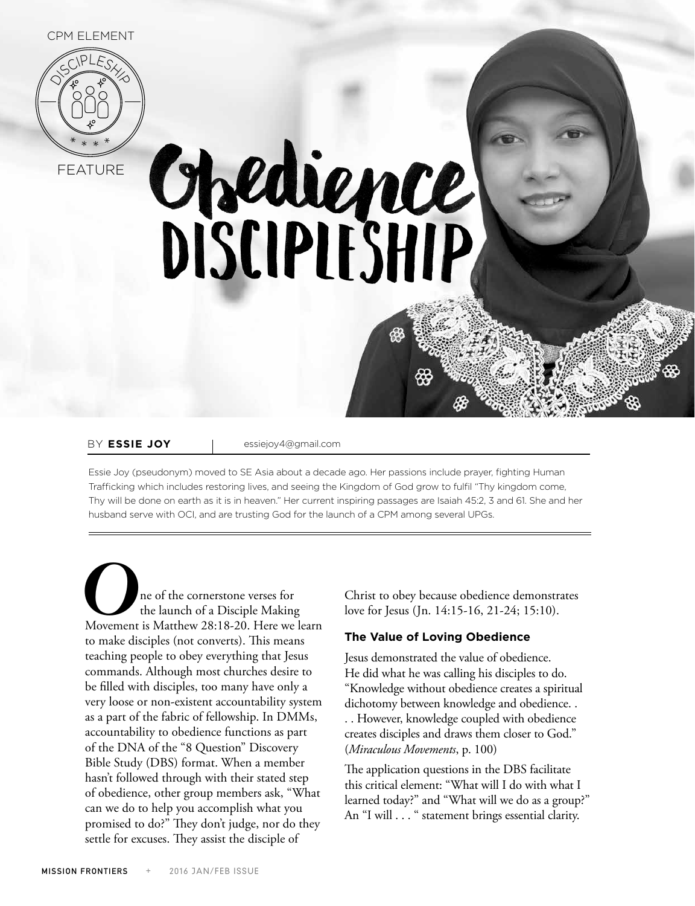CPM ELEMENT

FEATURE

# Obedience DISCIPLESHIP

BY **ESSIE JOY** | essiejoy4@gmail.com

Essie Joy (pseudonym) moved to SE Asia about a decade ago. Her passions include prayer, fighting Human Trafficking which includes restoring lives, and seeing the Kingdom of God grow to fulfil "Thy kingdom come, Thy will be done on earth as it is in heaven." Her current inspiring passages are Isaiah 45:2, 3 and 61. She and her husband serve with OCI, and are trusting God for the launch of a CPM among several UPGs.

One of the cornerstone verses for the launch of a Disciple Making Movement is Matthew 28:18-20. Here we learn to make disciples (not converts). This means teaching people to obey everything that Jesus commands. Although most churches desire to be filled with disciples, too many have only a very loose or non-existent accountability system as a part of the fabric of fellowship. In DMMs, accountability to obedience functions as part of the DNA of the "8 Question" Discovery Bible Study (DBS) format. When a member hasn't followed through with their stated step of obedience, other group members ask, "What can we do to help you accomplish what you promised to do?" They don't judge, nor do they settle for excuses. They assist the disciple of Christ to obey because obedience demonstrates love for Jesus (Jn. 14:15-16, 21-24; 15:10).

### The Value of Loving Obedience

Jesus demonstrated the value of obedience. He did what he was calling his disciples to do. "Knowledge without obedience creates a spiritual dichotomy between knowledge and obedience. . . . However, knowledge coupled with obedience creates disciples and draws them closer to God." (*Miraculous Movements*, p. 100)

The application questions in the DBS facilitate this critical element: "What will I do with what I learned today?" and "What will we do as a group?" An "I will . . . " statement brings essential clarity.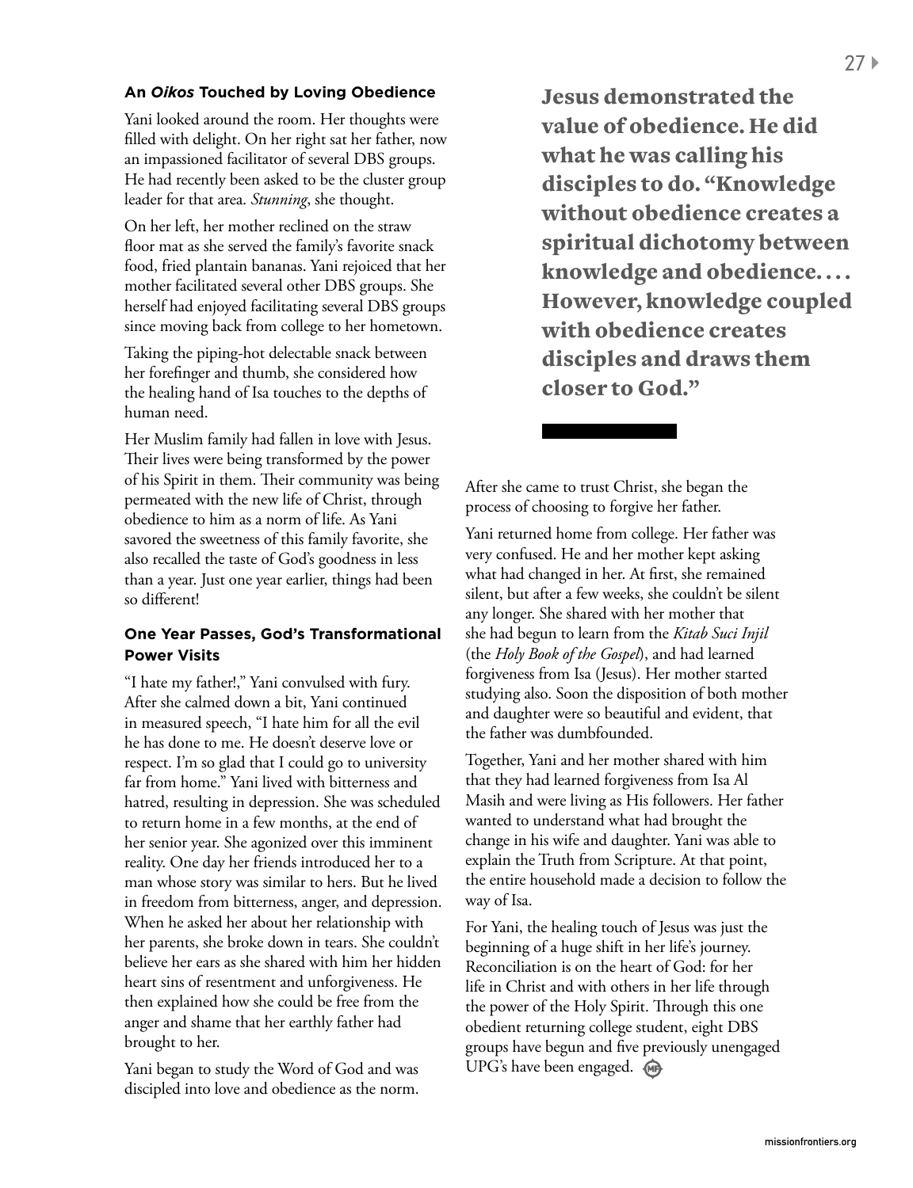### An *Oikos* Touched by Loving Obedience

Yani looked around the room. Her thoughts were filled with delight. On her right sat her father, now an impassioned facilitator of several DBS groups. He had recently been asked to be the cluster group leader for that area. *Stunning*, she thought.

On her left, her mother reclined on the straw floor mat as she served the family's favorite snack food, fried plantain bananas. Yani rejoiced that her mother facilitated several other DBS groups. She herself had enjoyed facilitating several DBS groups since moving back from college to her hometown.

Taking the piping-hot delectable snack between her forefinger and thumb, she considered how the healing hand of Isa touches to the depths of human need.

Her Muslim family had fallen in love with Jesus. Their lives were being transformed by the power of his Spirit in them. Their community was being permeated with the new life of Christ, through obedience to him as a norm of life. As Yani savored the sweetness of this family favorite, she also recalled the taste of God's goodness in less than a year. Just one year earlier, things had been so different!

### One Year Passes, God's Transformational Power Visits

"I hate my father!," Yani convulsed with fury. After she calmed down a bit, Yani continued in measured speech, "I hate him for all the evil he has done to me. He doesn't deserve love or respect. I'm so glad that I could go to university far from home." Yani lived with bitterness and hatred, resulting in depression. She was scheduled to return home in a few months, at the end of her senior year. She agonized over this imminent reality. One day her friends introduced her to a man whose story was similar to hers. But he lived in freedom from bitterness, anger, and depression. When he asked her about her relationship with her parents, she broke down in tears. She couldn't believe her ears as she shared with him her hidden heart sins of resentment and unforgiveness. He then explained how she could be free from the anger and shame that her earthly father had brought to her.

Yani began to study the Word of God and was discipled into love and obedience as the norm.

**Jesus demonstrated the value of obedience. He did what he was calling his disciples to do. "Knowledge without obedience creates a spiritual dichotomy between knowledge and obedience. . . . However, knowledge coupled with obedience creates disciples and draws them closer to God."**

After she came to trust Christ, she began the process of choosing to forgive her father.

Yani returned home from college. Her father was very confused. He and her mother kept asking what had changed in her. At first, she remained silent, but after a few weeks, she couldn't be silent any longer. She shared with her mother that she had begun to learn from the *Kitab Suci Injil* (the *Holy Book of the Gospel*), and had learned forgiveness from Isa (Jesus). Her mother started studying also. Soon the disposition of both mother and daughter were so beautiful and evident, that the father was dumbfounded.

Together, Yani and her mother shared with him that they had learned forgiveness from Isa Al Masih and were living as His followers. Her father wanted to understand what had brought the change in his wife and daughter. Yani was able to explain the Truth from Scripture. At that point, the entire household made a decision to follow the way of Isa.

For Yani, the healing touch of Jesus was just the beginning of a huge shift in her life's journey. Reconciliation is on the heart of God: for her life in Christ and with others in her life through the power of the Holy Spirit. Through this one obedient returning college student, eight DBS groups have begun and five previously unengaged UPG's have been engaged.